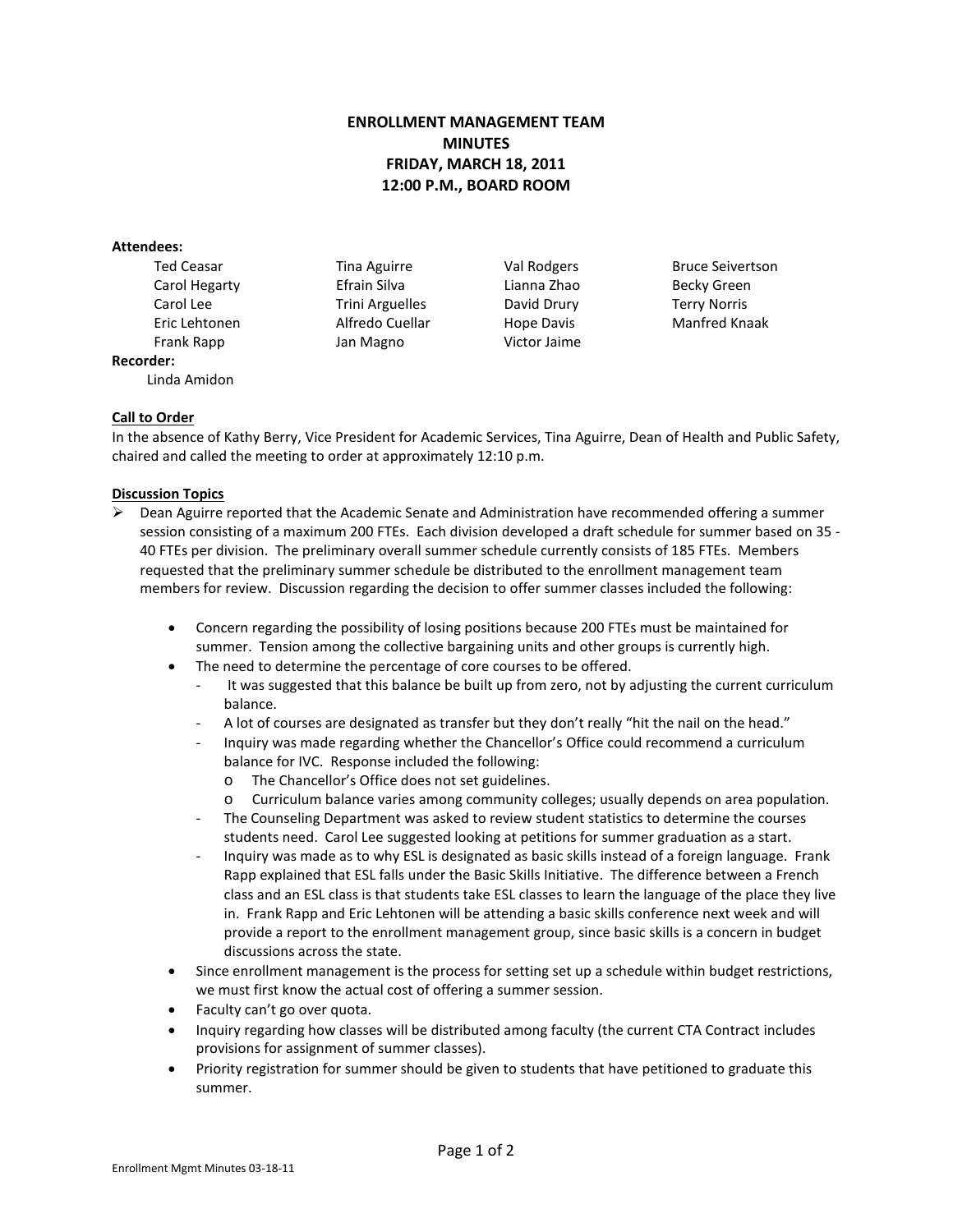# ENROLLMENT MANAGEMENT TEAM
# MINUTES
# FRIDAY, MARCH 18, 2011
# 12:00 P.M., BOARD ROOM

**Attendees:**

| | | | |
|---|---|---|---|
| Ted Ceasar | Tina Aguirre | Val Rodgers | Bruce Seivertson |
| Carol Hegarty | Efrain Silva | Lianna Zhao | Becky Green |
| Carol Lee | Trini Arguelles | David Drury | Terry Norris |
| Eric Lehtonen | Alfredo Cuellar | Hope Davis | Manfred Knaak |
| Frank Rapp | Jan Magno | Victor Jaime | |

**Recorder:**

Linda Amidon

**Call to Order**

In the absence of Kathy Berry, Vice President for Academic Services, Tina Aguirre, Dean of Health and Public Safety, chaired and called the meeting to order at approximately 12:10 p.m.

**Discussion Topics**

- Dean Aguirre reported that the Academic Senate and Administration have recommended offering a summer session consisting of a maximum 200 FTEs. Each division developed a draft schedule for summer based on 35 - 40 FTEs per division. The preliminary overall summer schedule currently consists of 185 FTEs. Members requested that the preliminary summer schedule be distributed to the enrollment management team members for review. Discussion regarding the decision to offer summer classes included the following:

  - Concern regarding the possibility of losing positions because 200 FTEs must be maintained for summer. Tension among the collective bargaining units and other groups is currently high.
  - The need to determine the percentage of core courses to be offered.
    - It was suggested that this balance be built up from zero, not by adjusting the current curriculum balance.
    - A lot of courses are designated as transfer but they don't really "hit the nail on the head."
    - Inquiry was made regarding whether the Chancellor's Office could recommend a curriculum balance for IVC. Response included the following:
      - The Chancellor's Office does not set guidelines.
      - Curriculum balance varies among community colleges; usually depends on area population.
    - The Counseling Department was asked to review student statistics to determine the courses students need. Carol Lee suggested looking at petitions for summer graduation as a start.
    - Inquiry was made as to why ESL is designated as basic skills instead of a foreign language. Frank Rapp explained that ESL falls under the Basic Skills Initiative. The difference between a French class and an ESL class is that students take ESL classes to learn the language of the place they live in. Frank Rapp and Eric Lehtonen will be attending a basic skills conference next week and will provide a report to the enrollment management group, since basic skills is a concern in budget discussions across the state.
  - Since enrollment management is the process for setting set up a schedule within budget restrictions, we must first know the actual cost of offering a summer session.
  - Faculty can't go over quota.
  - Inquiry regarding how classes will be distributed among faculty (the current CTA Contract includes provisions for assignment of summer classes).
  - Priority registration for summer should be given to students that have petitioned to graduate this summer.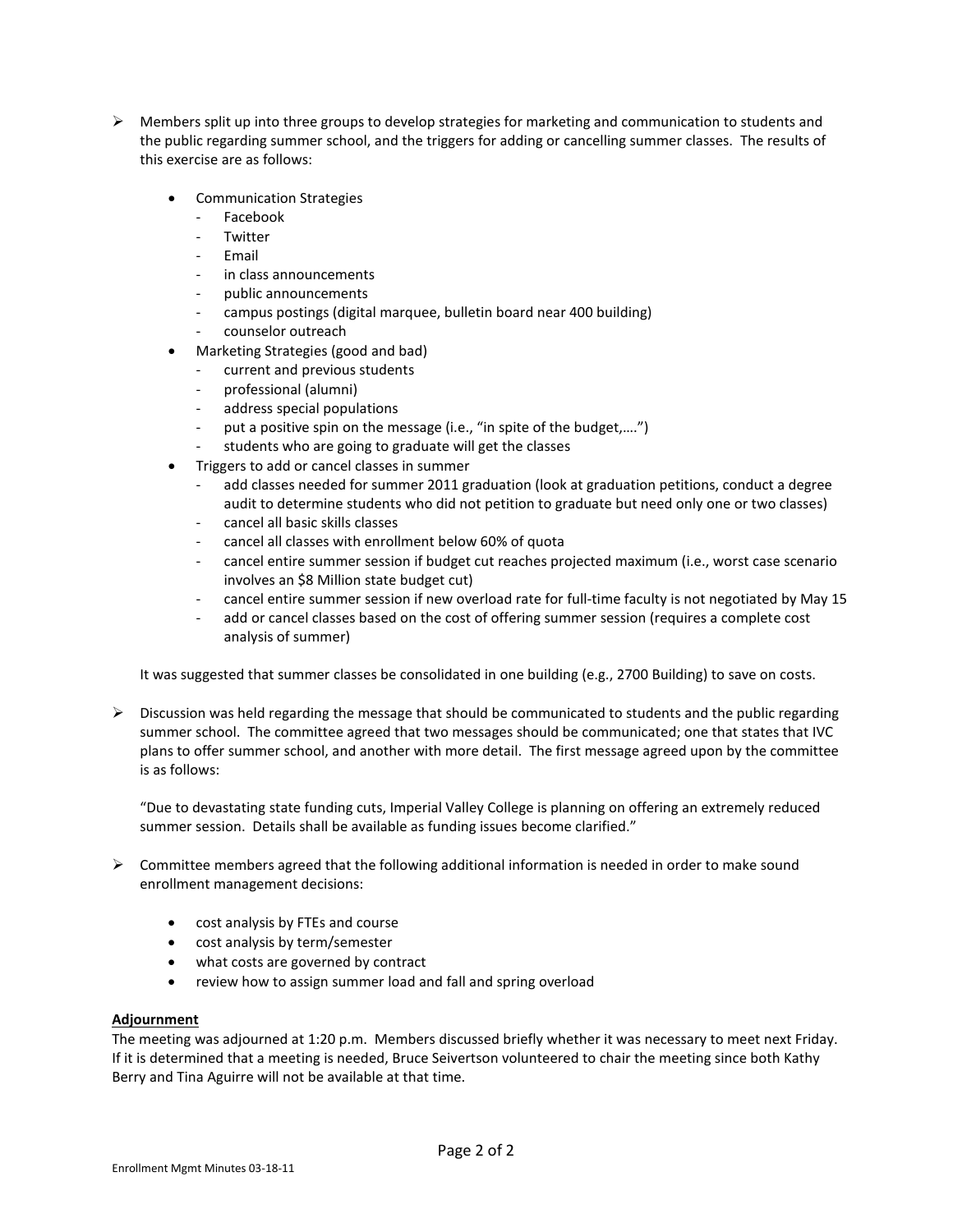- Members split up into three groups to develop strategies for marketing and communication to students and the public regarding summer school, and the triggers for adding or cancelling summer classes. The results of this exercise are as follows:

  - Communication Strategies
    - Facebook
    - Twitter
    - Email
    - in class announcements
    - public announcements
    - campus postings (digital marquee, bulletin board near 400 building)
    - counselor outreach
  - Marketing Strategies (good and bad)
    - current and previous students
    - professional (alumni)
    - address special populations
    - put a positive spin on the message (i.e., "in spite of the budget,….")
    - students who are going to graduate will get the classes
  - Triggers to add or cancel classes in summer
    - add classes needed for summer 2011 graduation (look at graduation petitions, conduct a degree audit to determine students who did not petition to graduate but need only one or two classes)
    - cancel all basic skills classes
    - cancel all classes with enrollment below 60% of quota
    - cancel entire summer session if budget cut reaches projected maximum (i.e., worst case scenario involves an $8 Million state budget cut)
    - cancel entire summer session if new overload rate for full-time faculty is not negotiated by May 15
    - add or cancel classes based on the cost of offering summer session (requires a complete cost analysis of summer)

  It was suggested that summer classes be consolidated in one building (e.g., 2700 Building) to save on costs.

- Discussion was held regarding the message that should be communicated to students and the public regarding summer school. The committee agreed that two messages should be communicated; one that states that IVC plans to offer summer school, and another with more detail. The first message agreed upon by the committee is as follows:

  "Due to devastating state funding cuts, Imperial Valley College is planning on offering an extremely reduced summer session. Details shall be available as funding issues become clarified."

- Committee members agreed that the following additional information is needed in order to make sound enrollment management decisions:

  - cost analysis by FTEs and course
  - cost analysis by term/semester
  - what costs are governed by contract
  - review how to assign summer load and fall and spring overload

**Adjournment**

The meeting was adjourned at 1:20 p.m. Members discussed briefly whether it was necessary to meet next Friday. If it is determined that a meeting is needed, Bruce Seivertson volunteered to chair the meeting since both Kathy Berry and Tina Aguirre will not be available at that time.